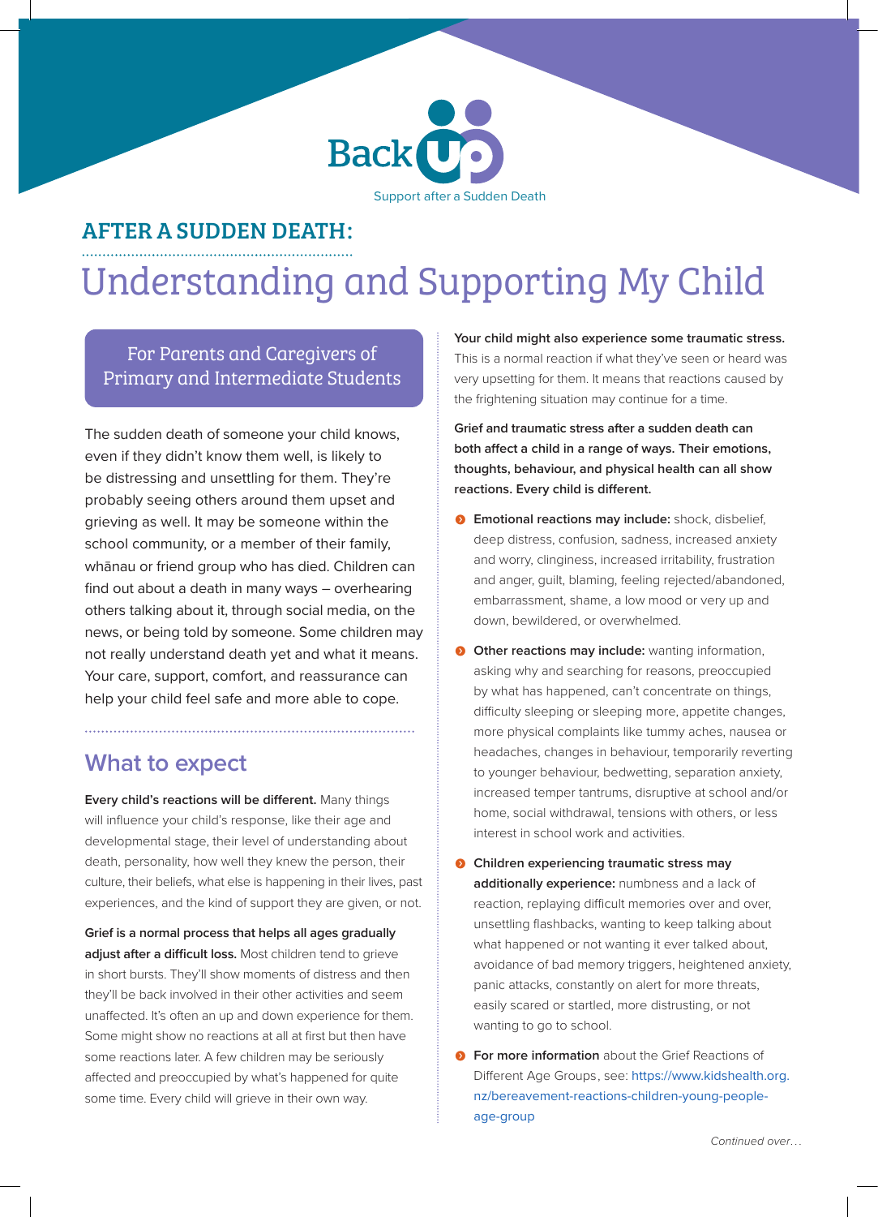Back Up

Support after a Sudden Death

## AFTER A SUDDEN DEATH:

# Understanding and Supporting My Child

For Parents and Caregivers of Primary and Intermediate Students

The sudden death of someone your child knows, even if they didn't know them well, is likely to be distressing and unsettling for them. They're probably seeing others around them upset and grieving as well. It may be someone within the school community, or a member of their family, whānau or friend group who has died. Children can find out about a death in many ways – overhearing others talking about it, through social media, on the news, or being told by someone. Some children may not really understand death yet and what it means. Your care, support, comfort, and reassurance can help your child feel safe and more able to cope.

## What to expect

**Every child's reactions will be different.** Many things will influence your child's response, like their age and developmental stage, their level of understanding about death, personality, how well they knew the person, their culture, their beliefs, what else is happening in their lives, past experiences, and the kind of support they are given, or not.

**Grief is a normal process that helps all ages gradually adjust after a difficult loss.** Most children tend to grieve in short bursts. They'll show moments of distress and then they'll be back involved in their other activities and seem unaffected. It's often an up and down experience for them. Some might show no reactions at all at first but then have some reactions later. A few children may be seriously affected and preoccupied by what's happened for quite some time. Every child will grieve in their own way.

**Your child might also experience some traumatic stress.** This is a normal reaction if what they've seen or heard was very upsetting for them. It means that reactions caused by the frightening situation may continue for a time.

**Grief and traumatic stress after a sudden death can both affect a child in a range of ways. Their emotions, thoughts, behaviour, and physical health can all show reactions. Every child is different.**

- **Emotional reactions may include:** shock, disbelief, deep distress, confusion, sadness, increased anxiety and worry, clinginess, increased irritability, frustration and anger, guilt, blaming, feeling rejected/abandoned, embarrassment, shame, a low mood or very up and down, bewildered, or overwhelmed.
- **Other reactions may include:** wanting information, asking why and searching for reasons, preoccupied by what has happened, can't concentrate on things, difficulty sleeping or sleeping more, appetite changes, more physical complaints like tummy aches, nausea or headaches, changes in behaviour, temporarily reverting to younger behaviour, bedwetting, separation anxiety, increased temper tantrums, disruptive at school and/or home, social withdrawal, tensions with others, or less interest in school work and activities.
- **Children experiencing traumatic stress may additionally experience:** numbness and a lack of reaction, replaying difficult memories over and over, unsettling flashbacks, wanting to keep talking about what happened or not wanting it ever talked about, avoidance of bad memory triggers, heightened anxiety, panic attacks, constantly on alert for more threats, easily scared or startled, more distrusting, or not wanting to go to school.
- **For more information** about the Grief Reactions of Different Age Groups, see: https://www.kidshealth.org.nz/bereavement-reactions-children-young-people-age-group

*Continued over…*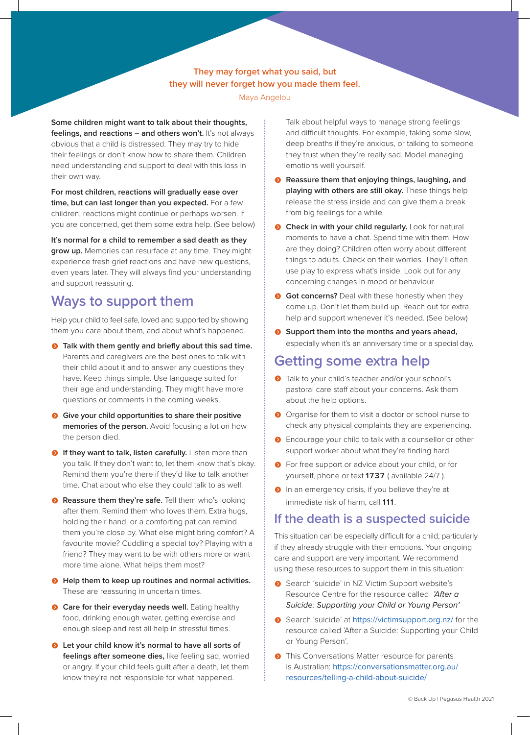They may forget what you said, but
they will never forget how you made them feel.
Maya Angelou

**Some children might want to talk about their thoughts, feelings, and reactions – and others won't.** It's not always obvious that a child is distressed. They may try to hide their feelings or don't know how to share them. Children need understanding and support to deal with this loss in their own way.

**For most children, reactions will gradually ease over time, but can last longer than you expected.** For a few children, reactions might continue or perhaps worsen. If you are concerned, get them some extra help. (See below)

**It's normal for a child to remember a sad death as they grow up.** Memories can resurface at any time. They might experience fresh grief reactions and have new questions, even years later. They will always find your understanding and support reassuring.

## Ways to support them

Help your child to feel safe, loved and supported by showing them you care about them, and about what's happened.

- **Talk with them gently and briefly about this sad time.** Parents and caregivers are the best ones to talk with their child about it and to answer any questions they have. Keep things simple. Use language suited for their age and understanding. They might have more questions or comments in the coming weeks.
- **Give your child opportunities to share their positive memories of the person.** Avoid focusing a lot on how the person died.
- **If they want to talk, listen carefully.** Listen more than you talk. If they don't want to, let them know that's okay. Remind them you're there if they'd like to talk another time. Chat about who else they could talk to as well.
- **Reassure them they're safe.** Tell them who's looking after them. Remind them who loves them. Extra hugs, holding their hand, or a comforting pat can remind them you're close by. What else might bring comfort? A favourite movie? Cuddling a special toy? Playing with a friend? They may want to be with others more or want more time alone. What helps them most?
- **Help them to keep up routines and normal activities.** These are reassuring in uncertain times.
- **Care for their everyday needs well.** Eating healthy food, drinking enough water, getting exercise and enough sleep and rest all help in stressful times.
- **Let your child know it's normal to have all sorts of feelings after someone dies,** like feeling sad, worried or angry. If your child feels guilt after a death, let them know they're not responsible for what happened.

  Talk about helpful ways to manage strong feelings and difficult thoughts. For example, taking some slow, deep breaths if they're anxious, or talking to someone they trust when they're really sad. Model managing emotions well yourself.
- **Reassure them that enjoying things, laughing, and playing with others are still okay.** These things help release the stress inside and can give them a break from big feelings for a while.
- **Check in with your child regularly.** Look for natural moments to have a chat. Spend time with them. How are they doing? Children often worry about different things to adults. Check on their worries. They'll often use play to express what's inside. Look out for any concerning changes in mood or behaviour.
- **Got concerns?** Deal with these honestly when they come up. Don't let them build up. Reach out for extra help and support whenever it's needed. (See below)
- **Support them into the months and years ahead,** especially when it's an anniversary time or a special day.

## Getting some extra help

- Talk to your child's teacher and/or your school's pastoral care staff about your concerns. Ask them about the help options.
- Organise for them to visit a doctor or school nurse to check any physical complaints they are experiencing.
- Encourage your child to talk with a counsellor or other support worker about what they're finding hard.
- For free support or advice about your child, or for yourself, phone or text **1737** ( available 24/7 ).
- In an emergency crisis, if you believe they're at immediate risk of harm, call **111**.

## If the death is a suspected suicide

This situation can be especially difficult for a child, particularly if they already struggle with their emotions. Your ongoing care and support are very important. We recommend using these resources to support them in this situation:

- Search 'suicide' in NZ Victim Support website's Resource Centre for the resource called *'After a Suicide: Supporting your Child or Young Person'*
- Search 'suicide' at https://victimsupport.org.nz/ for the resource called 'After a Suicide: Supporting your Child or Young Person'.
- This Conversations Matter resource for parents is Australian: https://conversationsmatter.org.au/resources/telling-a-child-about-suicide/

© Back Up | Pegasus Health 2021